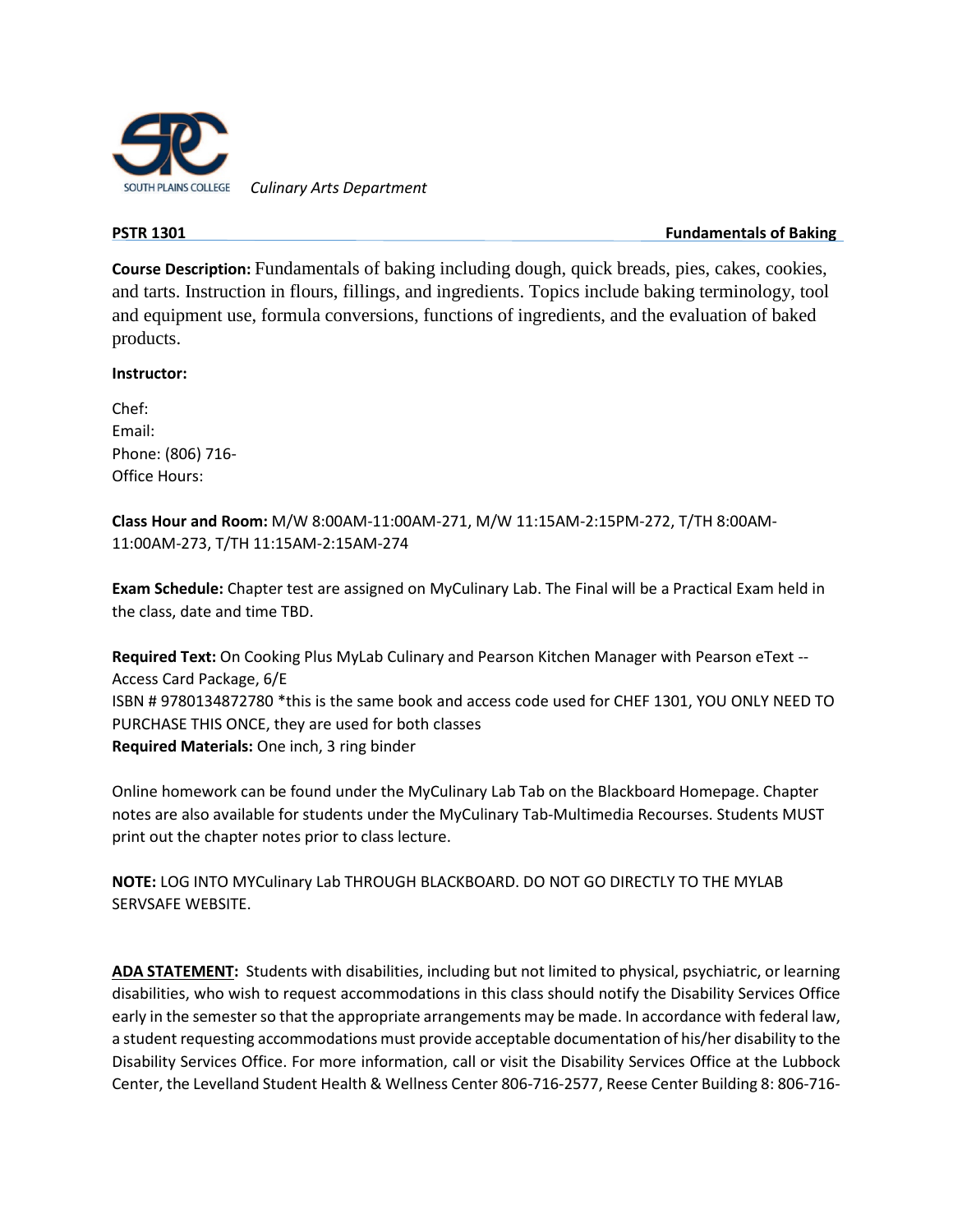*Culinary Arts Department*

**PSTR 1301** **Fundamentals of Baking**

**Course Description:** Fundamentals of baking including dough, quick breads, pies, cakes, cookies, and tarts. Instruction in flours, fillings, and ingredients. Topics include baking terminology, tool and equipment use, formula conversions, functions of ingredients, and the evaluation of baked products.

**Instructor:**

Chef:
Email:
Phone: (806) 716-
Office Hours:

**Class Hour and Room:** M/W 8:00AM-11:00AM-271, M/W 11:15AM-2:15PM-272, T/TH 8:00AM-11:00AM-273, T/TH 11:15AM-2:15AM-274

**Exam Schedule:** Chapter test are assigned on MyCulinary Lab. The Final will be a Practical Exam held in the class, date and time TBD.

**Required Text:** On Cooking Plus MyLab Culinary and Pearson Kitchen Manager with Pearson eText -- Access Card Package, 6/E
ISBN # 9780134872780 *this is the same book and access code used for CHEF 1301, YOU ONLY NEED TO PURCHASE THIS ONCE, they are used for both classes
**Required Materials:** One inch, 3 ring binder

Online homework can be found under the MyCulinary Lab Tab on the Blackboard Homepage. Chapter notes are also available for students under the MyCulinary Tab-Multimedia Recourses. Students MUST print out the chapter notes prior to class lecture.

**NOTE:** LOG INTO MYCulinary Lab THROUGH BLACKBOARD. DO NOT GO DIRECTLY TO THE MYLAB SERVSAFE WEBSITE.

**ADA STATEMENT:** Students with disabilities, including but not limited to physical, psychiatric, or learning disabilities, who wish to request accommodations in this class should notify the Disability Services Office early in the semester so that the appropriate arrangements may be made. In accordance with federal law, a student requesting accommodations must provide acceptable documentation of his/her disability to the Disability Services Office. For more information, call or visit the Disability Services Office at the Lubbock Center, the Levelland Student Health & Wellness Center 806-716-2577, Reese Center Building 8: 806-716-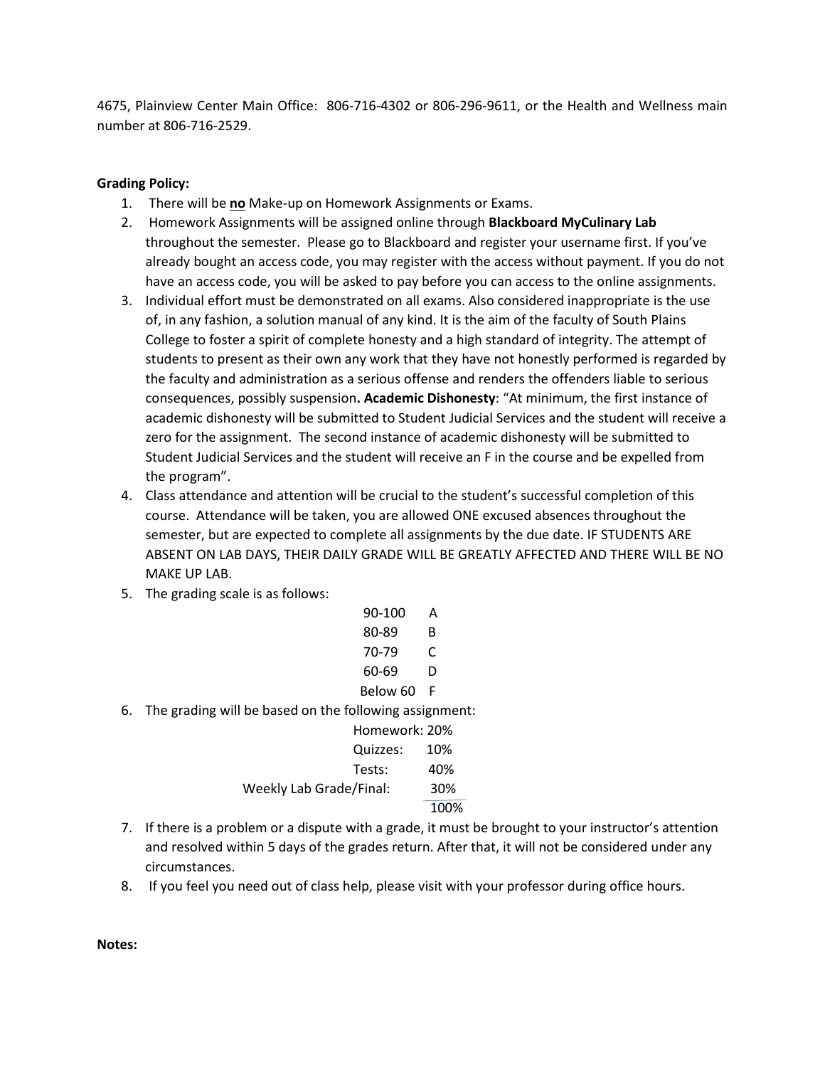4675, Plainview Center Main Office: 806-716-4302 or 806-296-9611, or the Health and Wellness main number at 806-716-2529.

**Grading Policy:**

1. There will be **no** Make-up on Homework Assignments or Exams.
2. Homework Assignments will be assigned online through **Blackboard MyCulinary Lab** throughout the semester. Please go to Blackboard and register your username first. If you've already bought an access code, you may register with the access without payment. If you do not have an access code, you will be asked to pay before you can access to the online assignments.
3. Individual effort must be demonstrated on all exams. Also considered inappropriate is the use of, in any fashion, a solution manual of any kind. It is the aim of the faculty of South Plains College to foster a spirit of complete honesty and a high standard of integrity. The attempt of students to present as their own any work that they have not honestly performed is regarded by the faculty and administration as a serious offense and renders the offenders liable to serious consequences, possibly suspension**. Academic Dishonesty**: "At minimum, the first instance of academic dishonesty will be submitted to Student Judicial Services and the student will receive a zero for the assignment. The second instance of academic dishonesty will be submitted to Student Judicial Services and the student will receive an F in the course and be expelled from the program".
4. Class attendance and attention will be crucial to the student's successful completion of this course. Attendance will be taken, you are allowed ONE excused absences throughout the semester, but are expected to complete all assignments by the due date. IF STUDENTS ARE ABSENT ON LAB DAYS, THEIR DAILY GRADE WILL BE GREATLY AFFECTED AND THERE WILL BE NO MAKE UP LAB.
5. The grading scale is as follows:

| | |
|---|---|
| 90-100 | A |
| 80-89 | B |
| 70-79 | C |
| 60-69 | D |
| Below 60 | F |

6. The grading will be based on the following assignment:

| | |
|---|---|
| Homework: | 20% |
| Quizzes: | 10% |
| Tests: | 40% |
| Weekly Lab Grade/Final: | 30% |
| | 100% |

7. If there is a problem or a dispute with a grade, it must be brought to your instructor's attention and resolved within 5 days of the grades return. After that, it will not be considered under any circumstances.
8. If you feel you need out of class help, please visit with your professor during office hours.

**Notes:**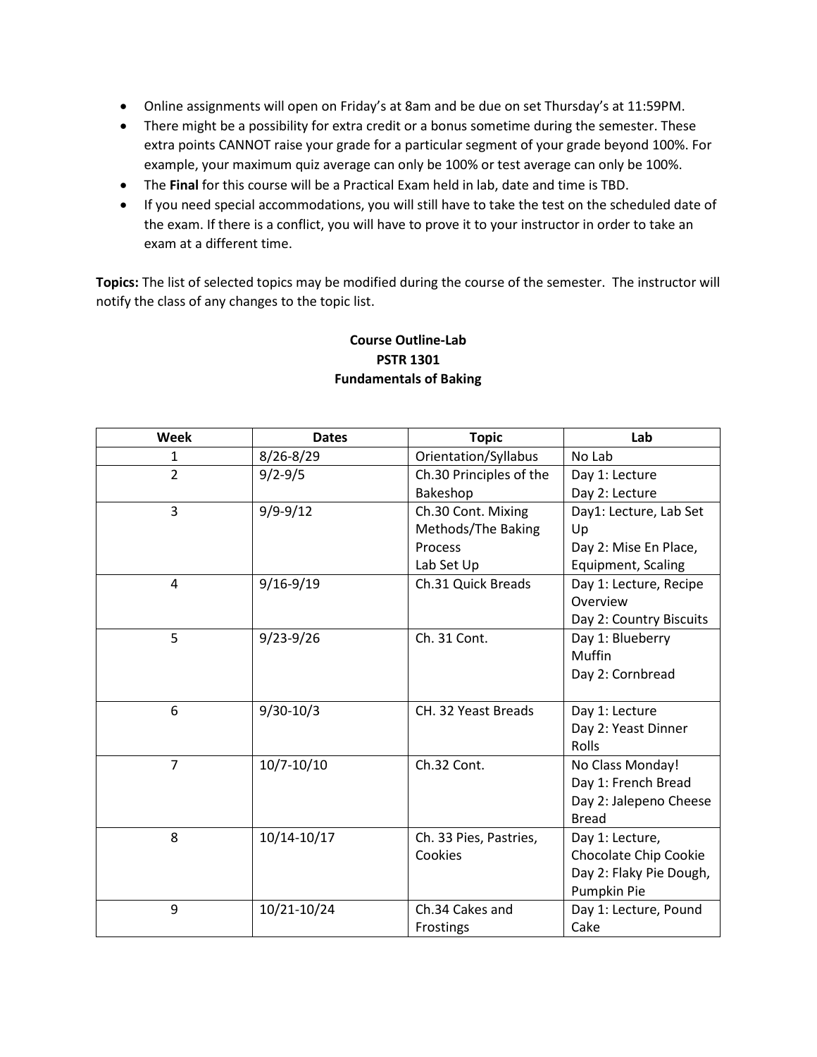- Online assignments will open on Friday's at 8am and be due on set Thursday's at 11:59PM.
- There might be a possibility for extra credit or a bonus sometime during the semester. These extra points CANNOT raise your grade for a particular segment of your grade beyond 100%. For example, your maximum quiz average can only be 100% or test average can only be 100%.
- The **Final** for this course will be a Practical Exam held in lab, date and time is TBD.
- If you need special accommodations, you will still have to take the test on the scheduled date of the exam. If there is a conflict, you will have to prove it to your instructor in order to take an exam at a different time.

**Topics:** The list of selected topics may be modified during the course of the semester. The instructor will notify the class of any changes to the topic list.

**Course Outline-Lab**
**PSTR 1301**
**Fundamentals of Baking**

| Week | Dates | Topic | Lab |
|---|---|---|---|
| 1 | 8/26-8/29 | Orientation/Syllabus | No Lab |
| 2 | 9/2-9/5 | Ch.30 Principles of the Bakeshop | Day 1: Lecture<br>Day 2: Lecture |
| 3 | 9/9-9/12 | Ch.30 Cont. Mixing Methods/The Baking Process<br>Lab Set Up | Day1: Lecture, Lab Set Up<br>Day 2: Mise En Place, Equipment, Scaling |
| 4 | 9/16-9/19 | Ch.31 Quick Breads | Day 1: Lecture, Recipe Overview<br>Day 2: Country Biscuits |
| 5 | 9/23-9/26 | Ch. 31 Cont. | Day 1: Blueberry Muffin<br>Day 2: Cornbread |
| 6 | 9/30-10/3 | CH. 32 Yeast Breads | Day 1: Lecture<br>Day 2: Yeast Dinner Rolls |
| 7 | 10/7-10/10 | Ch.32 Cont. | No Class Monday!<br>Day 1: French Bread<br>Day 2: Jalepeno Cheese Bread |
| 8 | 10/14-10/17 | Ch. 33 Pies, Pastries, Cookies | Day 1: Lecture, Chocolate Chip Cookie<br>Day 2: Flaky Pie Dough, Pumpkin Pie |
| 9 | 10/21-10/24 | Ch.34 Cakes and Frostings | Day 1: Lecture, Pound Cake |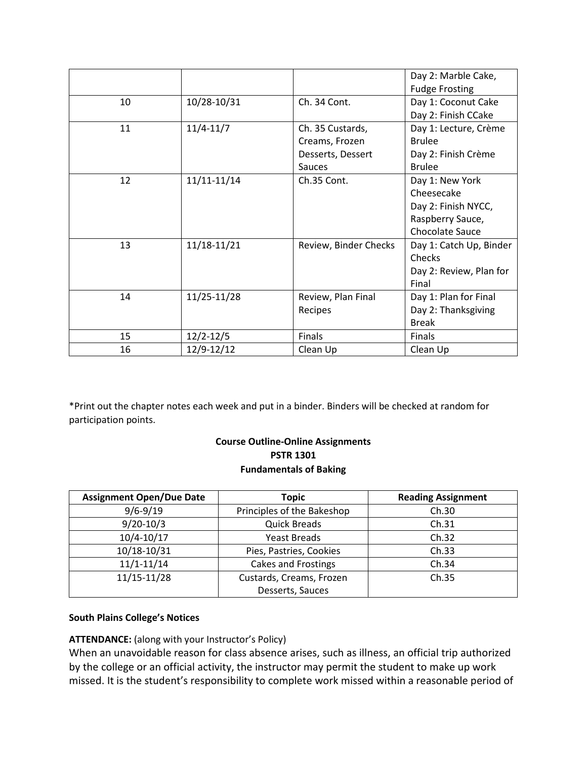| | | | Day 2: Marble Cake, Fudge Frosting |
|---|---|---|---|
| 10 | 10/28-10/31 | Ch. 34 Cont. | Day 1: Coconut Cake<br>Day 2: Finish CCake |
| 11 | 11/4-11/7 | Ch. 35 Custards, Creams, Frozen Desserts, Dessert Sauces | Day 1: Lecture, Crème Brulee<br>Day 2: Finish Crème Brulee |
| 12 | 11/11-11/14 | Ch.35 Cont. | Day 1: New York Cheesecake<br>Day 2: Finish NYCC, Raspberry Sauce, Chocolate Sauce |
| 13 | 11/18-11/21 | Review, Binder Checks | Day 1: Catch Up, Binder Checks<br>Day 2: Review, Plan for Final |
| 14 | 11/25-11/28 | Review, Plan Final Recipes | Day 1: Plan for Final<br>Day 2: Thanksgiving Break |
| 15 | 12/2-12/5 | Finals | Finals |
| 16 | 12/9-12/12 | Clean Up | Clean Up |

*Print out the chapter notes each week and put in a binder. Binders will be checked at random for participation points.

**Course Outline-Online Assignments**
**PSTR 1301**
**Fundamentals of Baking**

| Assignment Open/Due Date | Topic | Reading Assignment |
|---|---|---|
| 9/6-9/19 | Principles of the Bakeshop | Ch.30 |
| 9/20-10/3 | Quick Breads | Ch.31 |
| 10/4-10/17 | Yeast Breads | Ch.32 |
| 10/18-10/31 | Pies, Pastries, Cookies | Ch.33 |
| 11/1-11/14 | Cakes and Frostings | Ch.34 |
| 11/15-11/28 | Custards, Creams, Frozen Desserts, Sauces | Ch.35 |

**South Plains College's Notices**

**ATTENDANCE:** (along with your Instructor's Policy)
When an unavoidable reason for class absence arises, such as illness, an official trip authorized by the college or an official activity, the instructor may permit the student to make up work missed. It is the student's responsibility to complete work missed within a reasonable period of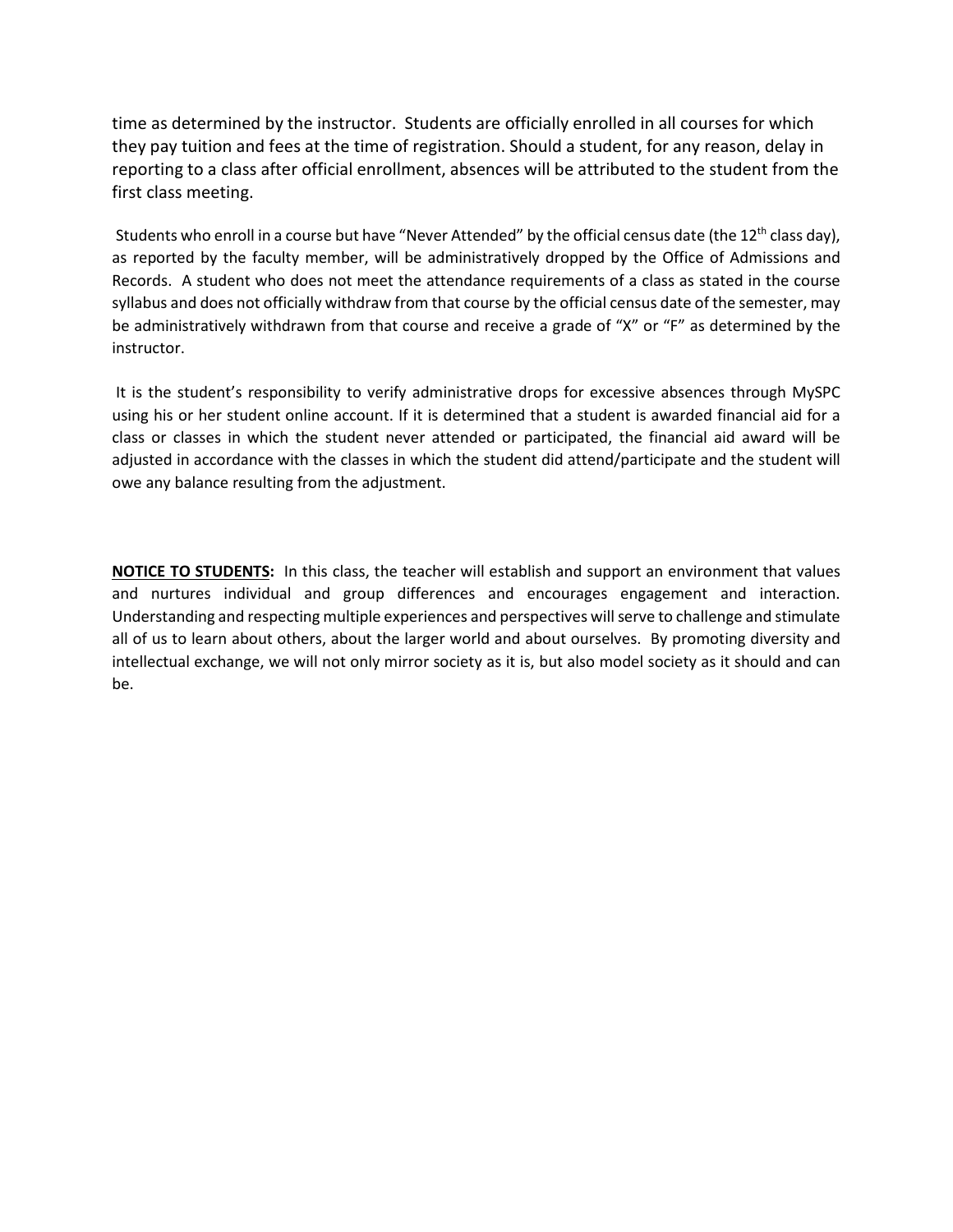time as determined by the instructor. Students are officially enrolled in all courses for which they pay tuition and fees at the time of registration. Should a student, for any reason, delay in reporting to a class after official enrollment, absences will be attributed to the student from the first class meeting.

Students who enroll in a course but have "Never Attended" by the official census date (the 12th class day), as reported by the faculty member, will be administratively dropped by the Office of Admissions and Records. A student who does not meet the attendance requirements of a class as stated in the course syllabus and does not officially withdraw from that course by the official census date of the semester, may be administratively withdrawn from that course and receive a grade of "X" or "F" as determined by the instructor.

It is the student's responsibility to verify administrative drops for excessive absences through MySPC using his or her student online account. If it is determined that a student is awarded financial aid for a class or classes in which the student never attended or participated, the financial aid award will be adjusted in accordance with the classes in which the student did attend/participate and the student will owe any balance resulting from the adjustment.

**NOTICE TO STUDENTS:** In this class, the teacher will establish and support an environment that values and nurtures individual and group differences and encourages engagement and interaction. Understanding and respecting multiple experiences and perspectives will serve to challenge and stimulate all of us to learn about others, about the larger world and about ourselves. By promoting diversity and intellectual exchange, we will not only mirror society as it is, but also model society as it should and can be.